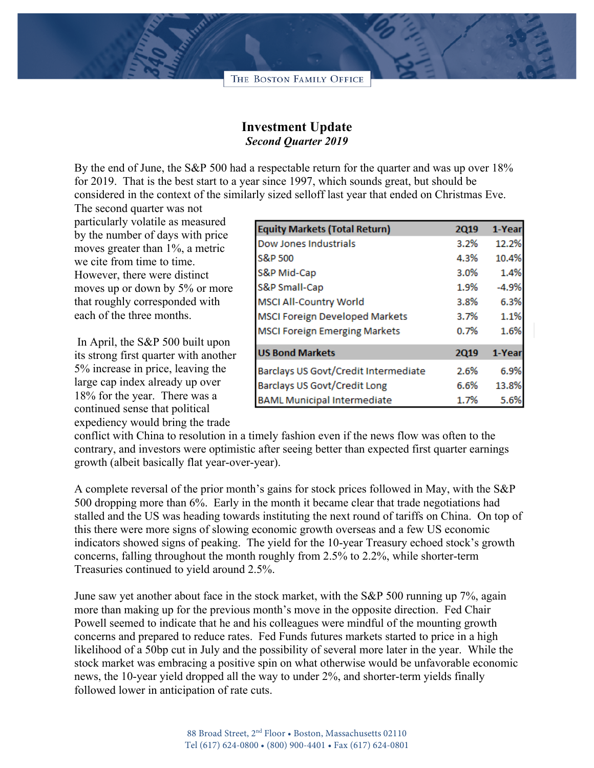THE BOSTON FAMILY OFFICE

# Investment Update

***Second Quarter 2019***

By the end of June, the S&P 500 had a respectable return for the quarter and was up over 18% for 2019. That is the best start to a year since 1997, which sounds great, but should be considered in the context of the similarly sized selloff last year that ended on Christmas Eve. The second quarter was not particularly volatile as measured by the number of days with price moves greater than 1%, a metric we cite from time to time. However, there were distinct moves up or down by 5% or more that roughly corresponded with each of the three months.

| Equity Markets (Total Return) | 2Q19 | 1-Year |
|---|---|---|
| Dow Jones Industrials | 3.2% | 12.2% |
| S&P 500 | 4.3% | 10.4% |
| S&P Mid-Cap | 3.0% | 1.4% |
| S&P Small-Cap | 1.9% | -4.9% |
| MSCI All-Country World | 3.8% | 6.3% |
| MSCI Foreign Developed Markets | 3.7% | 1.1% |
| MSCI Foreign Emerging Markets | 0.7% | 1.6% |
| **US Bond Markets** | **2Q19** | **1-Year** |
| Barclays US Govt/Credit Intermediate | 2.6% | 6.9% |
| Barclays US Govt/Credit Long | 6.6% | 13.8% |
| BAML Municipal Intermediate | 1.7% | 5.6% |

In April, the S&P 500 built upon its strong first quarter with another 5% increase in price, leaving the large cap index already up over 18% for the year. There was a continued sense that political expediency would bring the trade conflict with China to resolution in a timely fashion even if the news flow was often to the contrary, and investors were optimistic after seeing better than expected first quarter earnings growth (albeit basically flat year-over-year).

A complete reversal of the prior month's gains for stock prices followed in May, with the S&P 500 dropping more than 6%. Early in the month it became clear that trade negotiations had stalled and the US was heading towards instituting the next round of tariffs on China. On top of this there were more signs of slowing economic growth overseas and a few US economic indicators showed signs of peaking. The yield for the 10-year Treasury echoed stock's growth concerns, falling throughout the month roughly from 2.5% to 2.2%, while shorter-term Treasuries continued to yield around 2.5%.

June saw yet another about face in the stock market, with the S&P 500 running up 7%, again more than making up for the previous month's move in the opposite direction. Fed Chair Powell seemed to indicate that he and his colleagues were mindful of the mounting growth concerns and prepared to reduce rates. Fed Funds futures markets started to price in a high likelihood of a 50bp cut in July and the possibility of several more later in the year. While the stock market was embracing a positive spin on what otherwise would be unfavorable economic news, the 10-year yield dropped all the way to under 2%, and shorter-term yields finally followed lower in anticipation of rate cuts.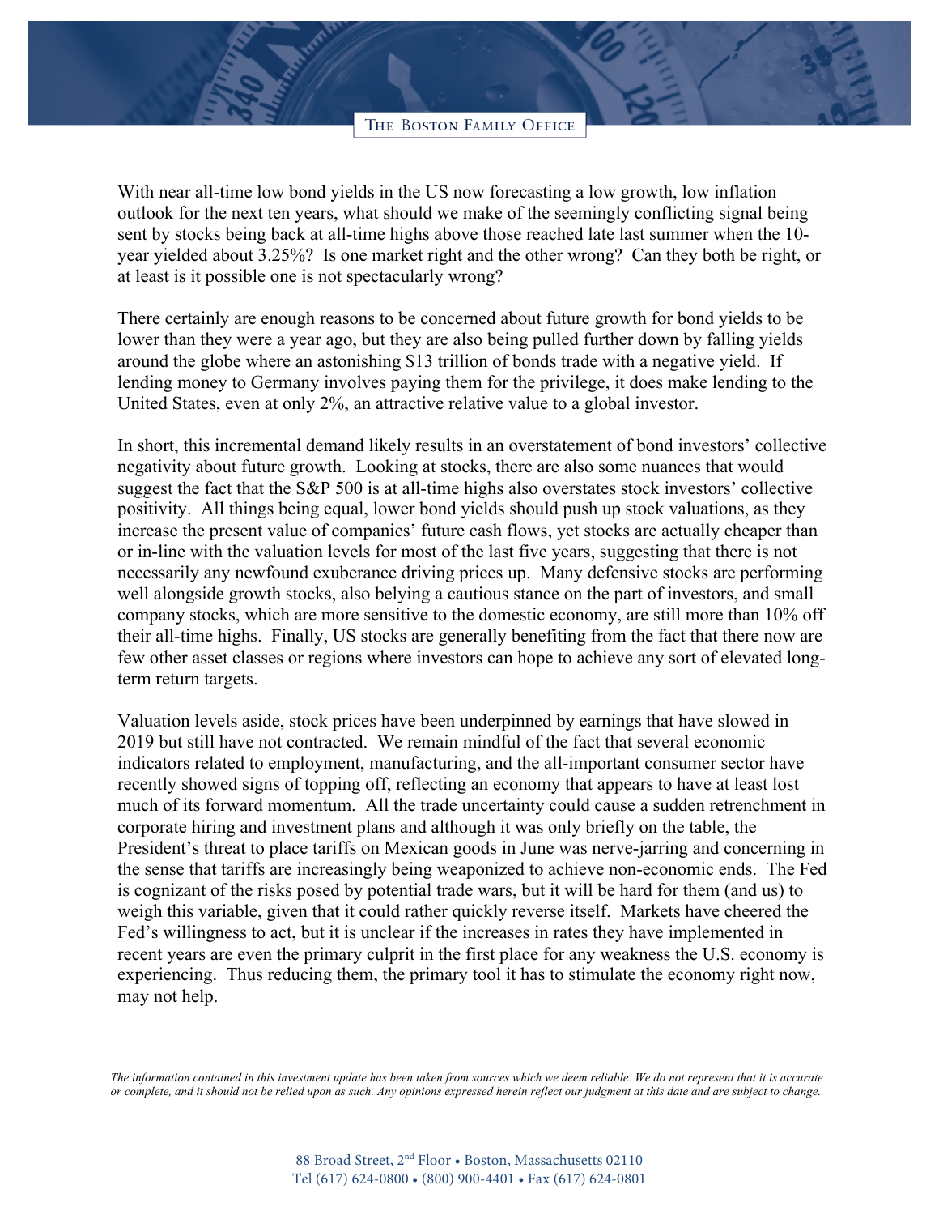With near all-time low bond yields in the US now forecasting a low growth, low inflation outlook for the next ten years, what should we make of the seemingly conflicting signal being sent by stocks being back at all-time highs above those reached late last summer when the 10-year yielded about 3.25%? Is one market right and the other wrong? Can they both be right, or at least is it possible one is not spectacularly wrong?

There certainly are enough reasons to be concerned about future growth for bond yields to be lower than they were a year ago, but they are also being pulled further down by falling yields around the globe where an astonishing $13 trillion of bonds trade with a negative yield. If lending money to Germany involves paying them for the privilege, it does make lending to the United States, even at only 2%, an attractive relative value to a global investor.

In short, this incremental demand likely results in an overstatement of bond investors' collective negativity about future growth. Looking at stocks, there are also some nuances that would suggest the fact that the S&P 500 is at all-time highs also overstates stock investors' collective positivity. All things being equal, lower bond yields should push up stock valuations, as they increase the present value of companies' future cash flows, yet stocks are actually cheaper than or in-line with the valuation levels for most of the last five years, suggesting that there is not necessarily any newfound exuberance driving prices up. Many defensive stocks are performing well alongside growth stocks, also belying a cautious stance on the part of investors, and small company stocks, which are more sensitive to the domestic economy, are still more than 10% off their all-time highs. Finally, US stocks are generally benefiting from the fact that there now are few other asset classes or regions where investors can hope to achieve any sort of elevated long-term return targets.

Valuation levels aside, stock prices have been underpinned by earnings that have slowed in 2019 but still have not contracted. We remain mindful of the fact that several economic indicators related to employment, manufacturing, and the all-important consumer sector have recently showed signs of topping off, reflecting an economy that appears to have at least lost much of its forward momentum. All the trade uncertainty could cause a sudden retrenchment in corporate hiring and investment plans and although it was only briefly on the table, the President's threat to place tariffs on Mexican goods in June was nerve-jarring and concerning in the sense that tariffs are increasingly being weaponized to achieve non-economic ends. The Fed is cognizant of the risks posed by potential trade wars, but it will be hard for them (and us) to weigh this variable, given that it could rather quickly reverse itself. Markets have cheered the Fed's willingness to act, but it is unclear if the increases in rates they have implemented in recent years are even the primary culprit in the first place for any weakness the U.S. economy is experiencing. Thus reducing them, the primary tool it has to stimulate the economy right now, may not help.

*The information contained in this investment update has been taken from sources which we deem reliable. We do not represent that it is accurate or complete, and it should not be relied upon as such. Any opinions expressed herein reflect our judgment at this date and are subject to change.*